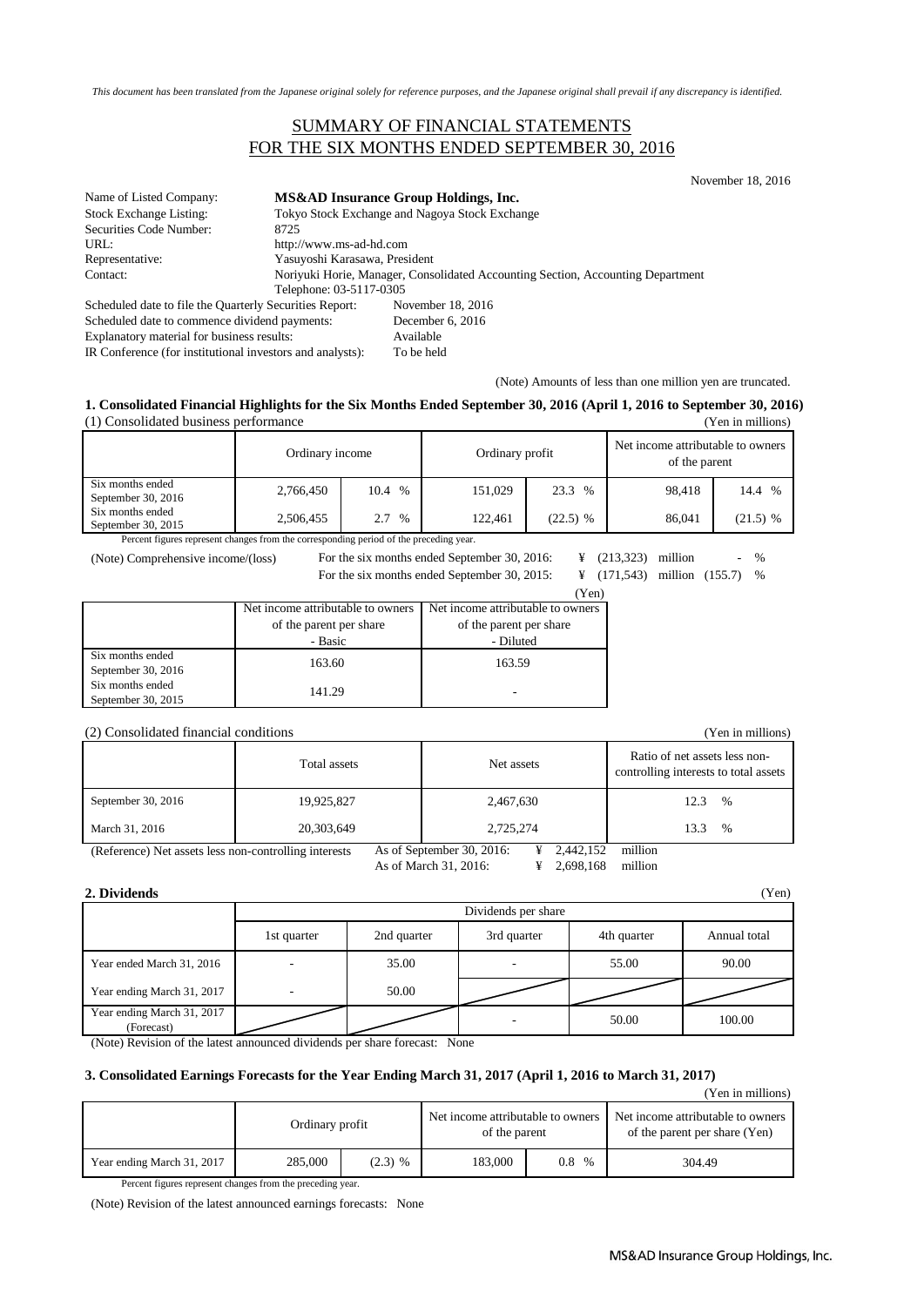*This document has been translated from the Japanese original solely for reference purposes, and the Japanese original shall prevail if any discrepancy is identified.*

# SUMMARY OF FINANCIAL STATEMENTS FOR THE SIX MONTHS ENDED SEPTEMBER 30, 2016

November 18, 2016

| | |
|---|---|
| Name of Listed Company: | **MS&AD Insurance Group Holdings, Inc.** |
| Stock Exchange Listing: | Tokyo Stock Exchange and Nagoya Stock Exchange |
| Securities Code Number: | 8725 |
| URL: | http://www.ms-ad-hd.com |
| Representative: | Yasuyoshi Karasawa, President |
| Contact: | Noriyuki Horie, Manager, Consolidated Accounting Section, Accounting Department<br>Telephone: 03-5117-0305 |

Scheduled date to file the Quarterly Securities Report: November 18, 2016
Scheduled date to commence dividend payments: December 6, 2016
Explanatory material for business results: Available
IR Conference (for institutional investors and analysts): To be held

(Note) Amounts of less than one million yen are truncated.

### 1. Consolidated Financial Highlights for the Six Months Ended September 30, 2016 (April 1, 2016 to September 30, 2016)

(1) Consolidated business performance (Yen in millions)

| | Ordinary income | | Ordinary profit | | Net income attributable to owners of the parent | |
|---|---|---|---|---|---|---|
| Six months ended September 30, 2016 | 2,766,450 | 10.4 % | 151,029 | 23.3 % | 98,418 | 14.4 % |
| Six months ended September 30, 2015 | 2,506,455 | 2.7 % | 122,461 | (22.5) % | 86,041 | (21.5) % |

Percent figures represent changes from the corresponding period of the preceding year.

(Note) Comprehensive income/(loss)
For the six months ended September 30, 2016: ¥ (213,323) million - %
For the six months ended September 30, 2015: ¥ (171,543) million (155.7) %

(Yen)

| | Net income attributable to owners of the parent per share - Basic | Net income attributable to owners of the parent per share - Diluted |
|---|---|---|
| Six months ended September 30, 2016 | 163.60 | 163.59 |
| Six months ended September 30, 2015 | 141.29 | - |

(2) Consolidated financial conditions (Yen in millions)

| | Total assets | Net assets | Ratio of net assets less non-controlling interests to total assets |
|---|---|---|---|
| September 30, 2016 | 19,925,827 | 2,467,630 | 12.3 % |
| March 31, 2016 | 20,303,649 | 2,725,274 | 13.3 % |

(Reference) Net assets less non-controlling interests
As of September 30, 2016: ¥ 2,442,152 million
As of March 31, 2016: ¥ 2,698,168 million

### 2. Dividends

(Yen)

| | Dividends per share | | | | |
|---|---|---|---|---|---|
| | 1st quarter | 2nd quarter | 3rd quarter | 4th quarter | Annual total |
| Year ended March 31, 2016 | - | 35.00 | - | 55.00 | 90.00 |
| Year ending March 31, 2017 | - | 50.00 | | | |
| Year ending March 31, 2017 (Forecast) | | | - | 50.00 | 100.00 |

(Note) Revision of the latest announced dividends per share forecast: None

### 3. Consolidated Earnings Forecasts for the Year Ending March 31, 2017 (April 1, 2016 to March 31, 2017)

(Yen in millions)

| | Ordinary profit | | Net income attributable to owners of the parent | | Net income attributable to owners of the parent per share (Yen) |
|---|---|---|---|---|---|
| Year ending March 31, 2017 | 285,000 | (2.3) % | 183,000 | 0.8 % | 304.49 |

Percent figures represent changes from the preceding year.

(Note) Revision of the latest announced earnings forecasts: None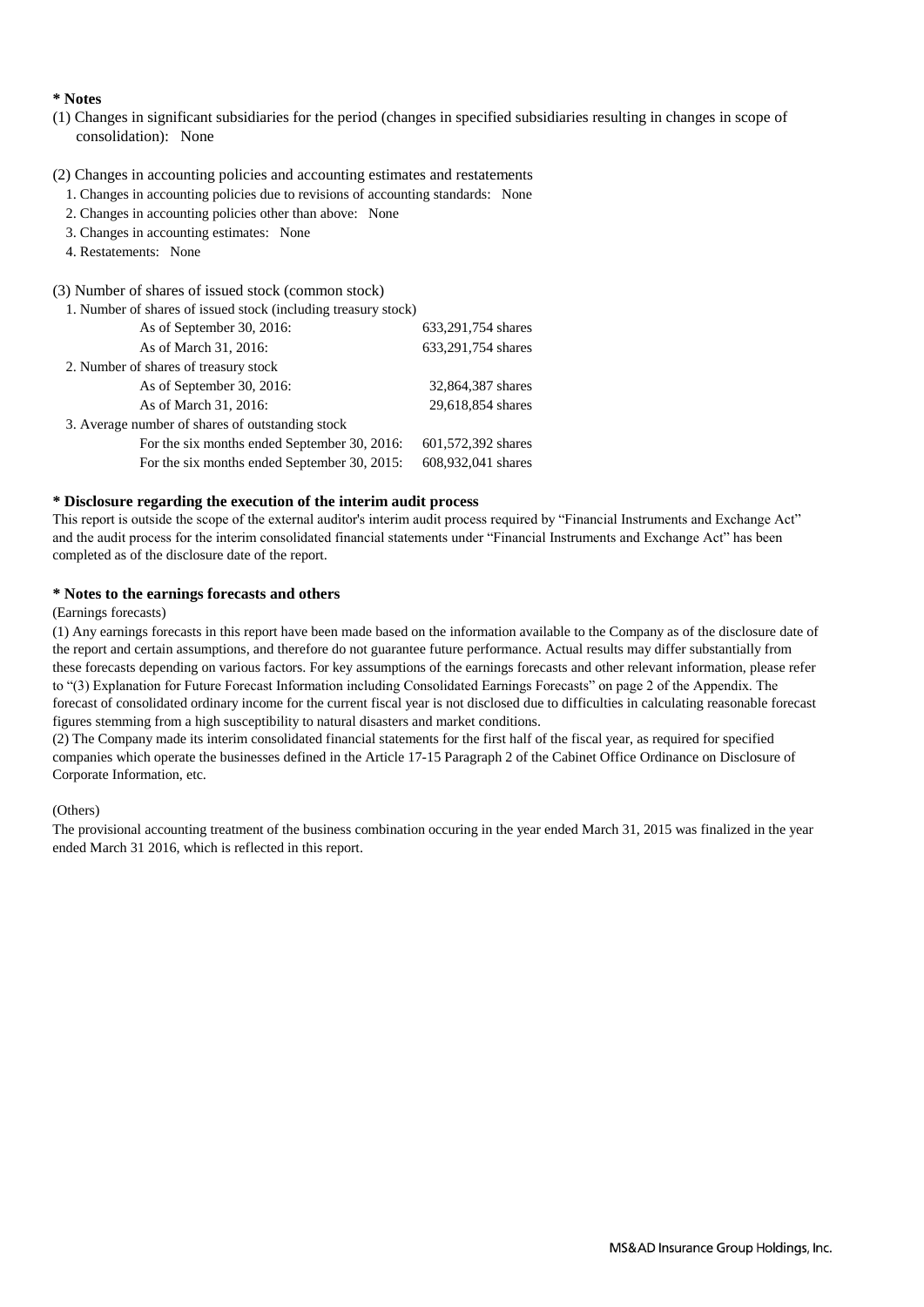**\* Notes**

(1) Changes in significant subsidiaries for the period (changes in specified subsidiaries resulting in changes in scope of consolidation): None

(2) Changes in accounting policies and accounting estimates and restatements

1. Changes in accounting policies due to revisions of accounting standards: None
2. Changes in accounting policies other than above: None
3. Changes in accounting estimates: None
4. Restatements: None

(3) Number of shares of issued stock (common stock)

| | |
|---|---|
| 1. Number of shares of issued stock (including treasury stock) | |
| As of September 30, 2016: | 633,291,754 shares |
| As of March 31, 2016: | 633,291,754 shares |
| 2. Number of shares of treasury stock | |
| As of September 30, 2016: | 32,864,387 shares |
| As of March 31, 2016: | 29,618,854 shares |
| 3. Average number of shares of outstanding stock | |
| For the six months ended September 30, 2016: | 601,572,392 shares |
| For the six months ended September 30, 2015: | 608,932,041 shares |

**\* Disclosure regarding the execution of the interim audit process**

This report is outside the scope of the external auditor's interim audit process required by “Financial Instruments and Exchange Act” and the audit process for the interim consolidated financial statements under “Financial Instruments and Exchange Act” has been completed as of the disclosure date of the report.

**\* Notes to the earnings forecasts and others**

(Earnings forecasts)

(1) Any earnings forecasts in this report have been made based on the information available to the Company as of the disclosure date of the report and certain assumptions, and therefore do not guarantee future performance. Actual results may differ substantially from these forecasts depending on various factors. For key assumptions of the earnings forecasts and other relevant information, please refer to “(3) Explanation for Future Forecast Information including Consolidated Earnings Forecasts” on page 2 of the Appendix. The forecast of consolidated ordinary income for the current fiscal year is not disclosed due to difficulties in calculating reasonable forecast figures stemming from a high susceptibility to natural disasters and market conditions.

(2) The Company made its interim consolidated financial statements for the first half of the fiscal year, as required for specified companies which operate the businesses defined in the Article 17-15 Paragraph 2 of the Cabinet Office Ordinance on Disclosure of Corporate Information, etc.

(Others)

The provisional accounting treatment of the business combination occuring in the year ended March 31, 2015 was finalized in the year ended March 31 2016, which is reflected in this report.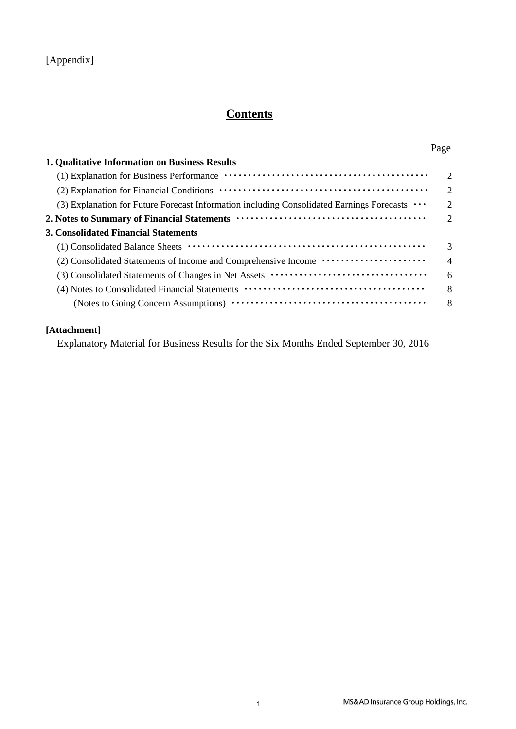[Appendix]

# Contents

| | Page |
|---|---|
| **1. Qualitative Information on Business Results** | |
| (1) Explanation for Business Performance | 2 |
| (2) Explanation for Financial Conditions | 2 |
| (3) Explanation for Future Forecast Information including Consolidated Earnings Forecasts | 2 |
| **2. Notes to Summary of Financial Statements** | 2 |
| **3. Consolidated Financial Statements** | |
| (1) Consolidated Balance Sheets | 3 |
| (2) Consolidated Statements of Income and Comprehensive Income | 4 |
| (3) Consolidated Statements of Changes in Net Assets | 6 |
| (4) Notes to Consolidated Financial Statements | 8 |
| (Notes to Going Concern Assumptions) | 8 |

**[Attachment]**

Explanatory Material for Business Results for the Six Months Ended September 30, 2016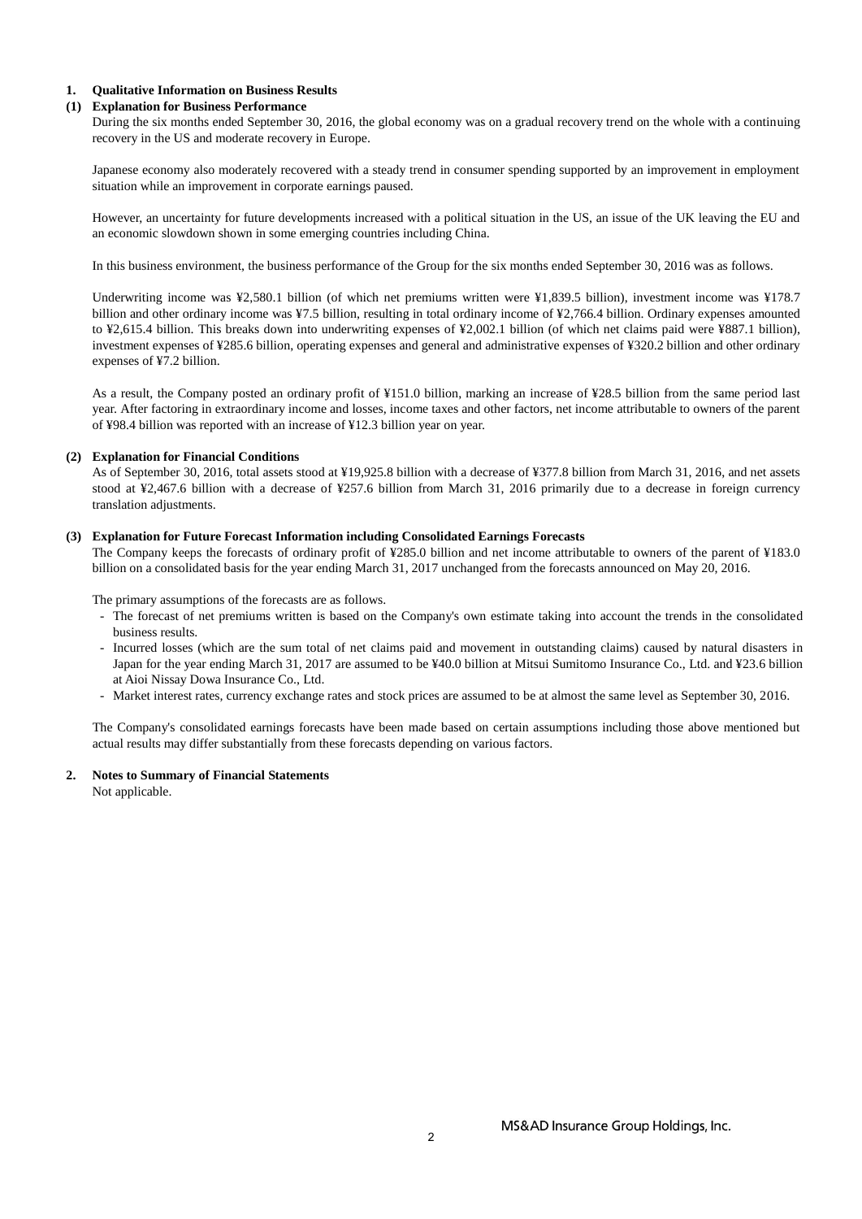## 1. Qualitative Information on Business Results

### (1) Explanation for Business Performance

During the six months ended September 30, 2016, the global economy was on a gradual recovery trend on the whole with a continuing recovery in the US and moderate recovery in Europe.

Japanese economy also moderately recovered with a steady trend in consumer spending supported by an improvement in employment situation while an improvement in corporate earnings paused.

However, an uncertainty for future developments increased with a political situation in the US, an issue of the UK leaving the EU and an economic slowdown shown in some emerging countries including China.

In this business environment, the business performance of the Group for the six months ended September 30, 2016 was as follows.

Underwriting income was ¥2,580.1 billion (of which net premiums written were ¥1,839.5 billion), investment income was ¥178.7 billion and other ordinary income was ¥7.5 billion, resulting in total ordinary income of ¥2,766.4 billion. Ordinary expenses amounted to ¥2,615.4 billion. This breaks down into underwriting expenses of ¥2,002.1 billion (of which net claims paid were ¥887.1 billion), investment expenses of ¥285.6 billion, operating expenses and general and administrative expenses of ¥320.2 billion and other ordinary expenses of ¥7.2 billion.

As a result, the Company posted an ordinary profit of ¥151.0 billion, marking an increase of ¥28.5 billion from the same period last year. After factoring in extraordinary income and losses, income taxes and other factors, net income attributable to owners of the parent of ¥98.4 billion was reported with an increase of ¥12.3 billion year on year.

### (2) Explanation for Financial Conditions

As of September 30, 2016, total assets stood at ¥19,925.8 billion with a decrease of ¥377.8 billion from March 31, 2016, and net assets stood at ¥2,467.6 billion with a decrease of ¥257.6 billion from March 31, 2016 primarily due to a decrease in foreign currency translation adjustments.

### (3) Explanation for Future Forecast Information including Consolidated Earnings Forecasts

The Company keeps the forecasts of ordinary profit of ¥285.0 billion and net income attributable to owners of the parent of ¥183.0 billion on a consolidated basis for the year ending March 31, 2017 unchanged from the forecasts announced on May 20, 2016.

The primary assumptions of the forecasts are as follows.

- The forecast of net premiums written is based on the Company's own estimate taking into account the trends in the consolidated business results.
- Incurred losses (which are the sum total of net claims paid and movement in outstanding claims) caused by natural disasters in Japan for the year ending March 31, 2017 are assumed to be ¥40.0 billion at Mitsui Sumitomo Insurance Co., Ltd. and ¥23.6 billion at Aioi Nissay Dowa Insurance Co., Ltd.
- Market interest rates, currency exchange rates and stock prices are assumed to be at almost the same level as September 30, 2016.

The Company's consolidated earnings forecasts have been made based on certain assumptions including those above mentioned but actual results may differ substantially from these forecasts depending on various factors.

## 2. Notes to Summary of Financial Statements

Not applicable.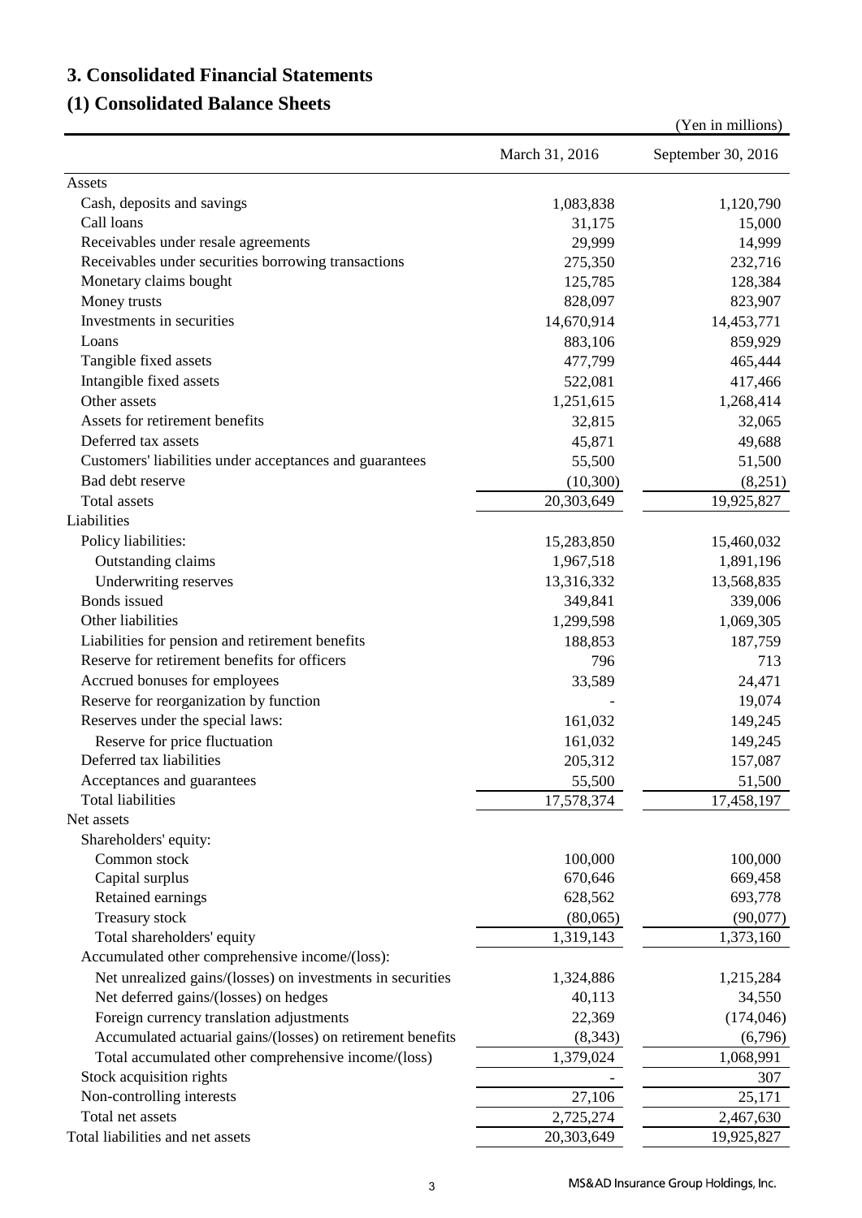## 3. Consolidated Financial Statements

## (1) Consolidated Balance Sheets

(Yen in millions)

| | March 31, 2016 | September 30, 2016 |
|---|---|---|
| Assets | | |
| Cash, deposits and savings | 1,083,838 | 1,120,790 |
| Call loans | 31,175 | 15,000 |
| Receivables under resale agreements | 29,999 | 14,999 |
| Receivables under securities borrowing transactions | 275,350 | 232,716 |
| Monetary claims bought | 125,785 | 128,384 |
| Money trusts | 828,097 | 823,907 |
| Investments in securities | 14,670,914 | 14,453,771 |
| Loans | 883,106 | 859,929 |
| Tangible fixed assets | 477,799 | 465,444 |
| Intangible fixed assets | 522,081 | 417,466 |
| Other assets | 1,251,615 | 1,268,414 |
| Assets for retirement benefits | 32,815 | 32,065 |
| Deferred tax assets | 45,871 | 49,688 |
| Customers' liabilities under acceptances and guarantees | 55,500 | 51,500 |
| Bad debt reserve | (10,300) | (8,251) |
| Total assets | 20,303,649 | 19,925,827 |
| Liabilities | | |
| Policy liabilities: | 15,283,850 | 15,460,032 |
| Outstanding claims | 1,967,518 | 1,891,196 |
| Underwriting reserves | 13,316,332 | 13,568,835 |
| Bonds issued | 349,841 | 339,006 |
| Other liabilities | 1,299,598 | 1,069,305 |
| Liabilities for pension and retirement benefits | 188,853 | 187,759 |
| Reserve for retirement benefits for officers | 796 | 713 |
| Accrued bonuses for employees | 33,589 | 24,471 |
| Reserve for reorganization by function | - | 19,074 |
| Reserves under the special laws: | 161,032 | 149,245 |
| Reserve for price fluctuation | 161,032 | 149,245 |
| Deferred tax liabilities | 205,312 | 157,087 |
| Acceptances and guarantees | 55,500 | 51,500 |
| Total liabilities | 17,578,374 | 17,458,197 |
| Net assets | | |
| Shareholders' equity: | | |
| Common stock | 100,000 | 100,000 |
| Capital surplus | 670,646 | 669,458 |
| Retained earnings | 628,562 | 693,778 |
| Treasury stock | (80,065) | (90,077) |
| Total shareholders' equity | 1,319,143 | 1,373,160 |
| Accumulated other comprehensive income/(loss): | | |
| Net unrealized gains/(losses) on investments in securities | 1,324,886 | 1,215,284 |
| Net deferred gains/(losses) on hedges | 40,113 | 34,550 |
| Foreign currency translation adjustments | 22,369 | (174,046) |
| Accumulated actuarial gains/(losses) on retirement benefits | (8,343) | (6,796) |
| Total accumulated other comprehensive income/(loss) | 1,379,024 | 1,068,991 |
| Stock acquisition rights | - | 307 |
| Non-controlling interests | 27,106 | 25,171 |
| Total net assets | 2,725,274 | 2,467,630 |
| Total liabilities and net assets | 20,303,649 | 19,925,827 |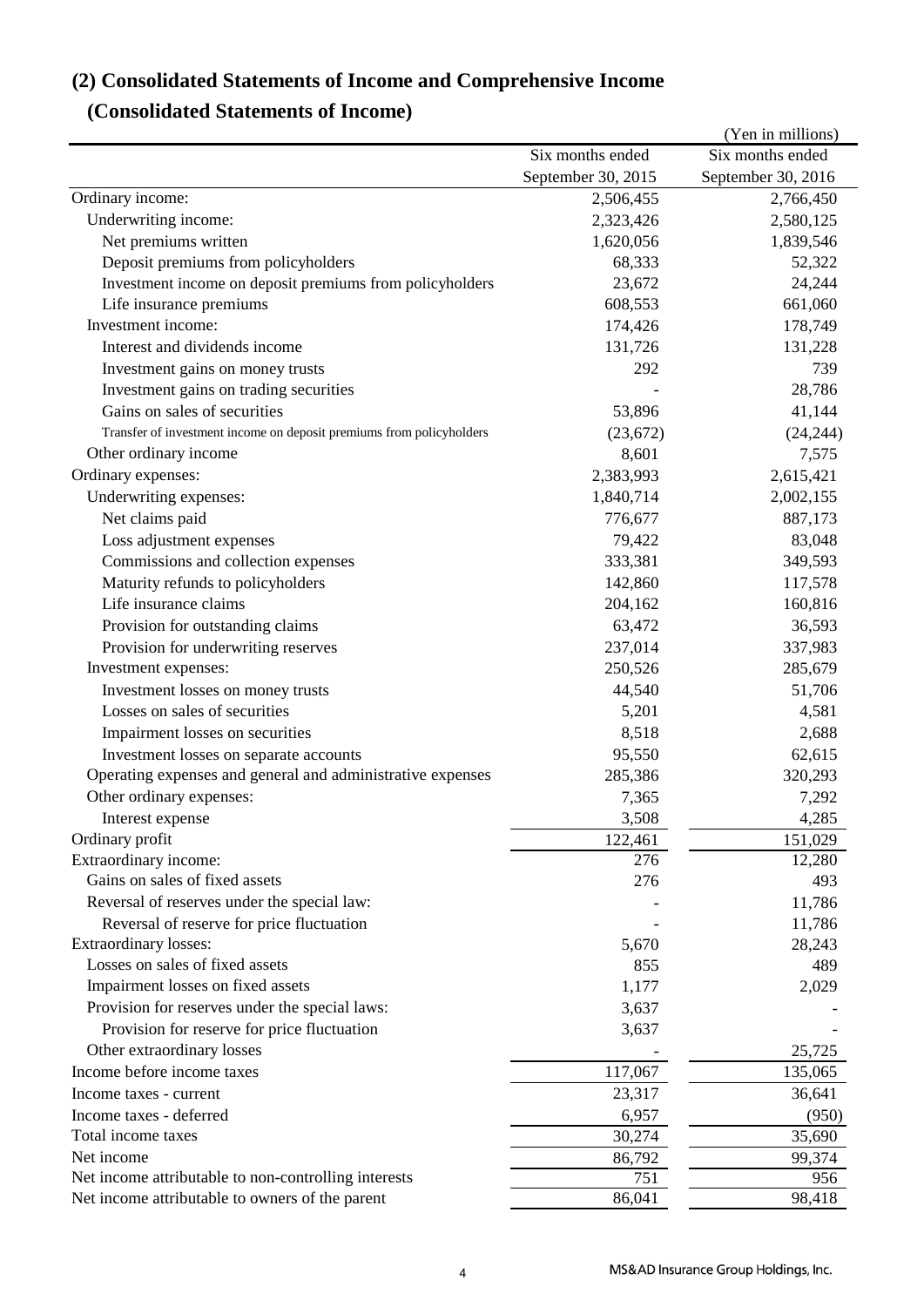## (2) Consolidated Statements of Income and Comprehensive Income

### (Consolidated Statements of Income)

(Yen in millions)

| | Six months ended September 30, 2015 | Six months ended September 30, 2016 |
|---|---|---|
| Ordinary income: | 2,506,455 | 2,766,450 |
| Underwriting income: | 2,323,426 | 2,580,125 |
| Net premiums written | 1,620,056 | 1,839,546 |
| Deposit premiums from policyholders | 68,333 | 52,322 |
| Investment income on deposit premiums from policyholders | 23,672 | 24,244 |
| Life insurance premiums | 608,553 | 661,060 |
| Investment income: | 174,426 | 178,749 |
| Interest and dividends income | 131,726 | 131,228 |
| Investment gains on money trusts | 292 | 739 |
| Investment gains on trading securities | - | 28,786 |
| Gains on sales of securities | 53,896 | 41,144 |
| Transfer of investment income on deposit premiums from policyholders | (23,672) | (24,244) |
| Other ordinary income | 8,601 | 7,575 |
| Ordinary expenses: | 2,383,993 | 2,615,421 |
| Underwriting expenses: | 1,840,714 | 2,002,155 |
| Net claims paid | 776,677 | 887,173 |
| Loss adjustment expenses | 79,422 | 83,048 |
| Commissions and collection expenses | 333,381 | 349,593 |
| Maturity refunds to policyholders | 142,860 | 117,578 |
| Life insurance claims | 204,162 | 160,816 |
| Provision for outstanding claims | 63,472 | 36,593 |
| Provision for underwriting reserves | 237,014 | 337,983 |
| Investment expenses: | 250,526 | 285,679 |
| Investment losses on money trusts | 44,540 | 51,706 |
| Losses on sales of securities | 5,201 | 4,581 |
| Impairment losses on securities | 8,518 | 2,688 |
| Investment losses on separate accounts | 95,550 | 62,615 |
| Operating expenses and general and administrative expenses | 285,386 | 320,293 |
| Other ordinary expenses: | 7,365 | 7,292 |
| Interest expense | 3,508 | 4,285 |
| Ordinary profit | 122,461 | 151,029 |
| Extraordinary income: | 276 | 12,280 |
| Gains on sales of fixed assets | 276 | 493 |
| Reversal of reserves under the special law: | - | 11,786 |
| Reversal of reserve for price fluctuation | - | 11,786 |
| Extraordinary losses: | 5,670 | 28,243 |
| Losses on sales of fixed assets | 855 | 489 |
| Impairment losses on fixed assets | 1,177 | 2,029 |
| Provision for reserves under the special laws: | 3,637 | - |
| Provision for reserve for price fluctuation | 3,637 | - |
| Other extraordinary losses | - | 25,725 |
| Income before income taxes | 117,067 | 135,065 |
| Income taxes - current | 23,317 | 36,641 |
| Income taxes - deferred | 6,957 | (950) |
| Total income taxes | 30,274 | 35,690 |
| Net income | 86,792 | 99,374 |
| Net income attributable to non-controlling interests | 751 | 956 |
| Net income attributable to owners of the parent | 86,041 | 98,418 |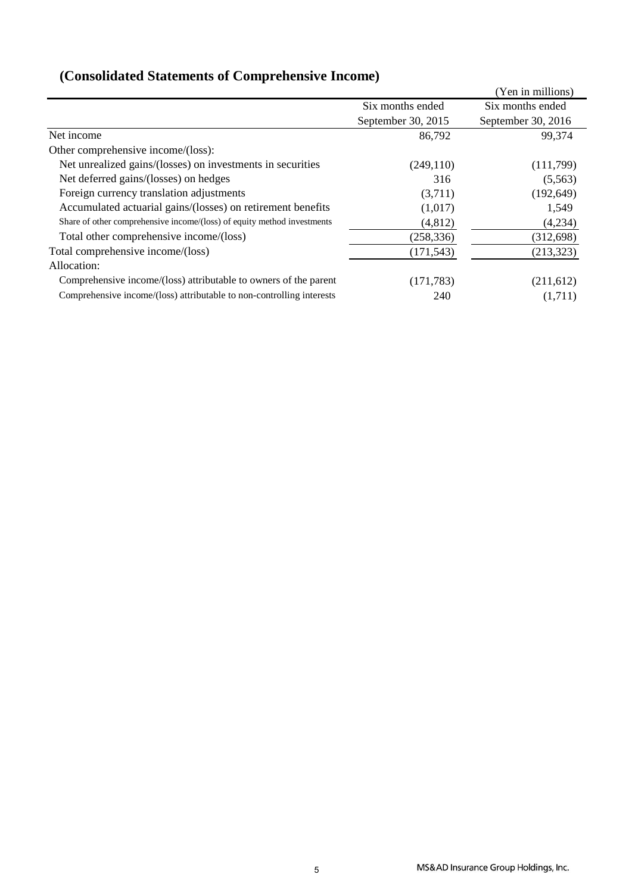## (Consolidated Statements of Comprehensive Income)

(Yen in millions)

| | Six months ended September 30, 2015 | Six months ended September 30, 2016 |
|---|---|---|
| Net income | 86,792 | 99,374 |
| Other comprehensive income/(loss): | | |
| Net unrealized gains/(losses) on investments in securities | (249,110) | (111,799) |
| Net deferred gains/(losses) on hedges | 316 | (5,563) |
| Foreign currency translation adjustments | (3,711) | (192,649) |
| Accumulated actuarial gains/(losses) on retirement benefits | (1,017) | 1,549 |
| Share of other comprehensive income/(loss) of equity method investments | (4,812) | (4,234) |
| Total other comprehensive income/(loss) | (258,336) | (312,698) |
| Total comprehensive income/(loss) | (171,543) | (213,323) |
| Allocation: | | |
| Comprehensive income/(loss) attributable to owners of the parent | (171,783) | (211,612) |
| Comprehensive income/(loss) attributable to non-controlling interests | 240 | (1,711) |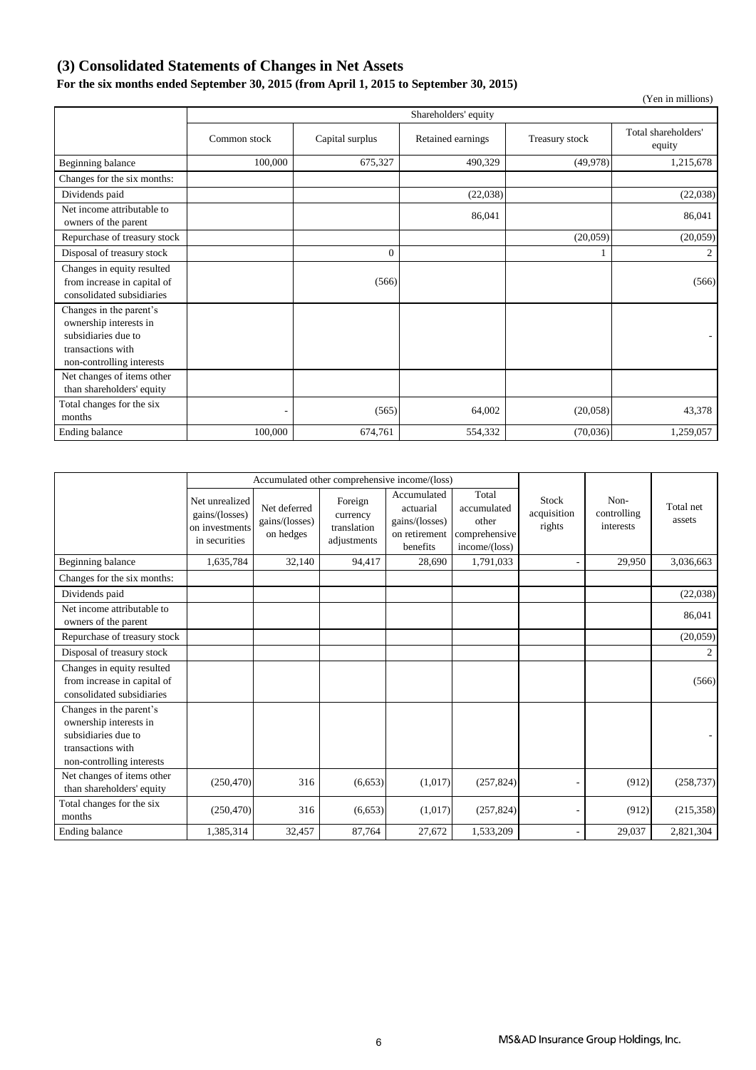## (3) Consolidated Statements of Changes in Net Assets

**For the six months ended September 30, 2015 (from April 1, 2015 to September 30, 2015)**

(Yen in millions)

| | Shareholders' equity | | | | |
|---|---|---|---|---|---|
| | Common stock | Capital surplus | Retained earnings | Treasury stock | Total shareholders' equity |
| Beginning balance | 100,000 | 675,327 | 490,329 | (49,978) | 1,215,678 |
| Changes for the six months: | | | | | |
| Dividends paid | | | (22,038) | | (22,038) |
| Net income attributable to owners of the parent | | | 86,041 | | 86,041 |
| Repurchase of treasury stock | | | | (20,059) | (20,059) |
| Disposal of treasury stock | | 0 | | 1 | 2 |
| Changes in equity resulted from increase in capital of consolidated subsidiaries | | (566) | | | (566) |
| Changes in the parent's ownership interests in subsidiaries due to transactions with non-controlling interests | | | | | - |
| Net changes of items other than shareholders' equity | | | | | |
| Total changes for the six months | - | (565) | 64,002 | (20,058) | 43,378 |
| Ending balance | 100,000 | 674,761 | 554,332 | (70,036) | 1,259,057 |

| | Accumulated other comprehensive income/(loss) | | | | | Stock acquisition rights | Non-controlling interests | Total net assets |
|---|---|---|---|---|---|---|---|---|
| | Net unrealized gains/(losses) on investments in securities | Net deferred gains/(losses) on hedges | Foreign currency translation adjustments | Accumulated actuarial gains/(losses) on retirement benefits | Total accumulated other comprehensive income/(loss) | | | |
| Beginning balance | 1,635,784 | 32,140 | 94,417 | 28,690 | 1,791,033 | - | 29,950 | 3,036,663 |
| Changes for the six months: | | | | | | | | |
| Dividends paid | | | | | | | | (22,038) |
| Net income attributable to owners of the parent | | | | | | | | 86,041 |
| Repurchase of treasury stock | | | | | | | | (20,059) |
| Disposal of treasury stock | | | | | | | | 2 |
| Changes in equity resulted from increase in capital of consolidated subsidiaries | | | | | | | | (566) |
| Changes in the parent's ownership interests in subsidiaries due to transactions with non-controlling interests | | | | | | | | - |
| Net changes of items other than shareholders' equity | (250,470) | 316 | (6,653) | (1,017) | (257,824) | - | (912) | (258,737) |
| Total changes for the six months | (250,470) | 316 | (6,653) | (1,017) | (257,824) | - | (912) | (215,358) |
| Ending balance | 1,385,314 | 32,457 | 87,764 | 27,672 | 1,533,209 | - | 29,037 | 2,821,304 |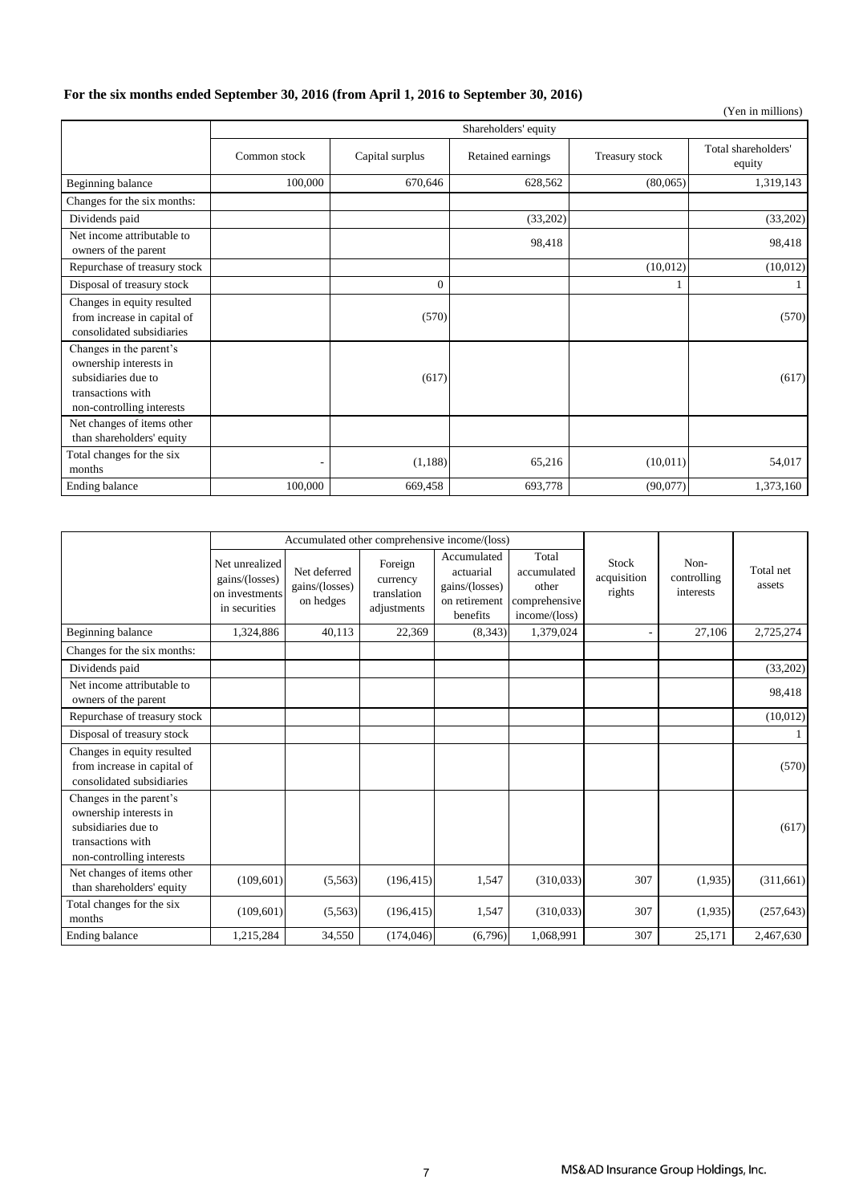**For the six months ended September 30, 2016 (from April 1, 2016 to September 30, 2016)**

(Yen in millions)

| | Shareholders' equity | | | | |
|---|---|---|---|---|---|
| | Common stock | Capital surplus | Retained earnings | Treasury stock | Total shareholders' equity |
| Beginning balance | 100,000 | 670,646 | 628,562 | (80,065) | 1,319,143 |
| Changes for the six months: | | | | | |
| Dividends paid | | | (33,202) | | (33,202) |
| Net income attributable to owners of the parent | | | 98,418 | | 98,418 |
| Repurchase of treasury stock | | | | (10,012) | (10,012) |
| Disposal of treasury stock | | 0 | | 1 | 1 |
| Changes in equity resulted from increase in capital of consolidated subsidiaries | | (570) | | | (570) |
| Changes in the parent's ownership interests in subsidiaries due to transactions with non-controlling interests | | (617) | | | (617) |
| Net changes of items other than shareholders' equity | | | | | |
| Total changes for the six months | - | (1,188) | 65,216 | (10,011) | 54,017 |
| Ending balance | 100,000 | 669,458 | 693,778 | (90,077) | 1,373,160 |

| | Accumulated other comprehensive income/(loss) | | | | | Stock acquisition rights | Non-controlling interests | Total net assets |
|---|---|---|---|---|---|---|---|---|
| | Net unrealized gains/(losses) on investments in securities | Net deferred gains/(losses) on hedges | Foreign currency translation adjustments | Accumulated actuarial gains/(losses) on retirement benefits | Total accumulated other comprehensive income/(loss) | | | |
| Beginning balance | 1,324,886 | 40,113 | 22,369 | (8,343) | 1,379,024 | - | 27,106 | 2,725,274 |
| Changes for the six months: | | | | | | | | |
| Dividends paid | | | | | | | | (33,202) |
| Net income attributable to owners of the parent | | | | | | | | 98,418 |
| Repurchase of treasury stock | | | | | | | | (10,012) |
| Disposal of treasury stock | | | | | | | | 1 |
| Changes in equity resulted from increase in capital of consolidated subsidiaries | | | | | | | | (570) |
| Changes in the parent's ownership interests in subsidiaries due to transactions with non-controlling interests | | | | | | | | (617) |
| Net changes of items other than shareholders' equity | (109,601) | (5,563) | (196,415) | 1,547 | (310,033) | 307 | (1,935) | (311,661) |
| Total changes for the six months | (109,601) | (5,563) | (196,415) | 1,547 | (310,033) | 307 | (1,935) | (257,643) |
| Ending balance | 1,215,284 | 34,550 | (174,046) | (6,796) | 1,068,991 | 307 | 25,171 | 2,467,630 |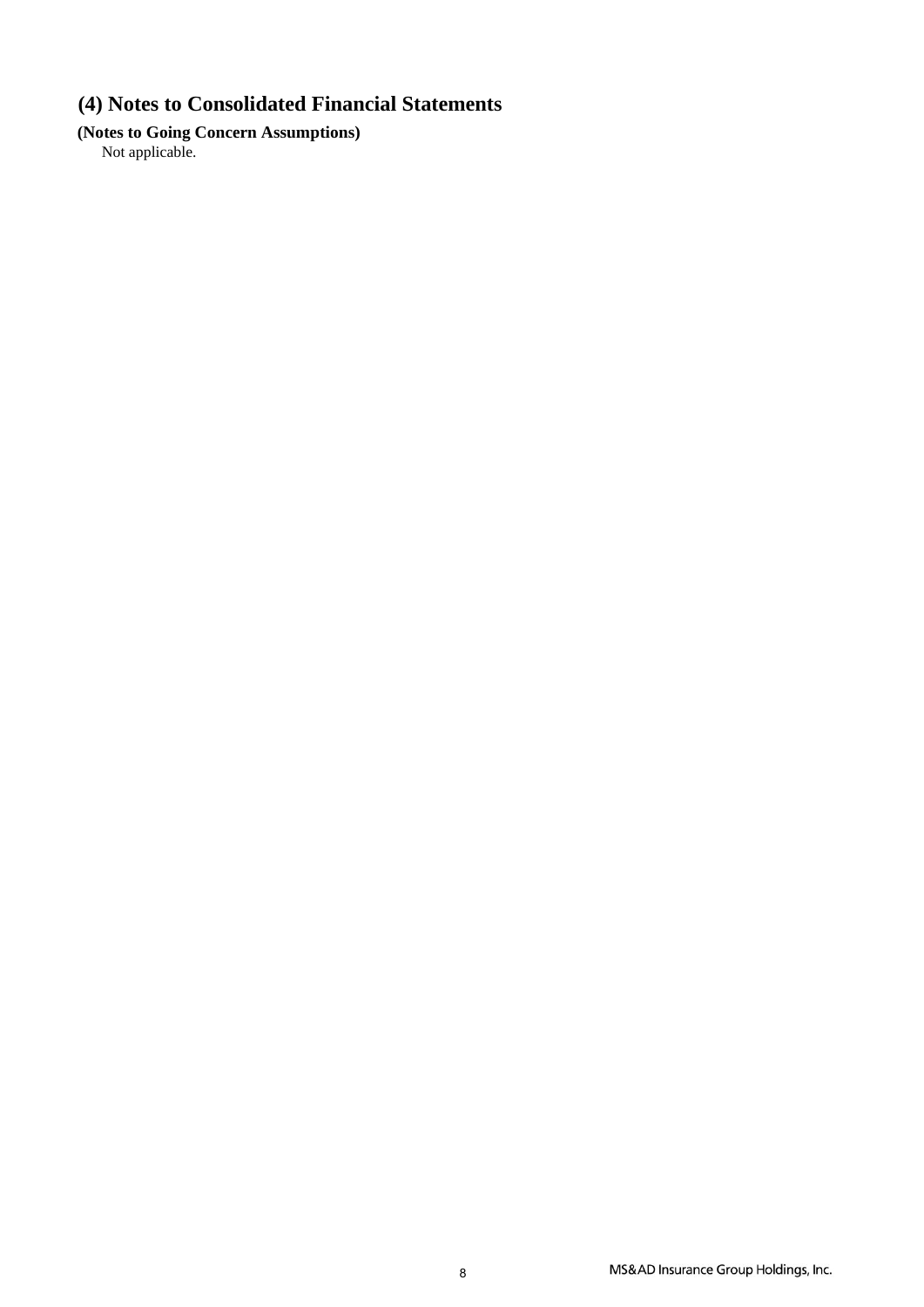## (4) Notes to Consolidated Financial Statements

**(Notes to Going Concern Assumptions)**

Not applicable.